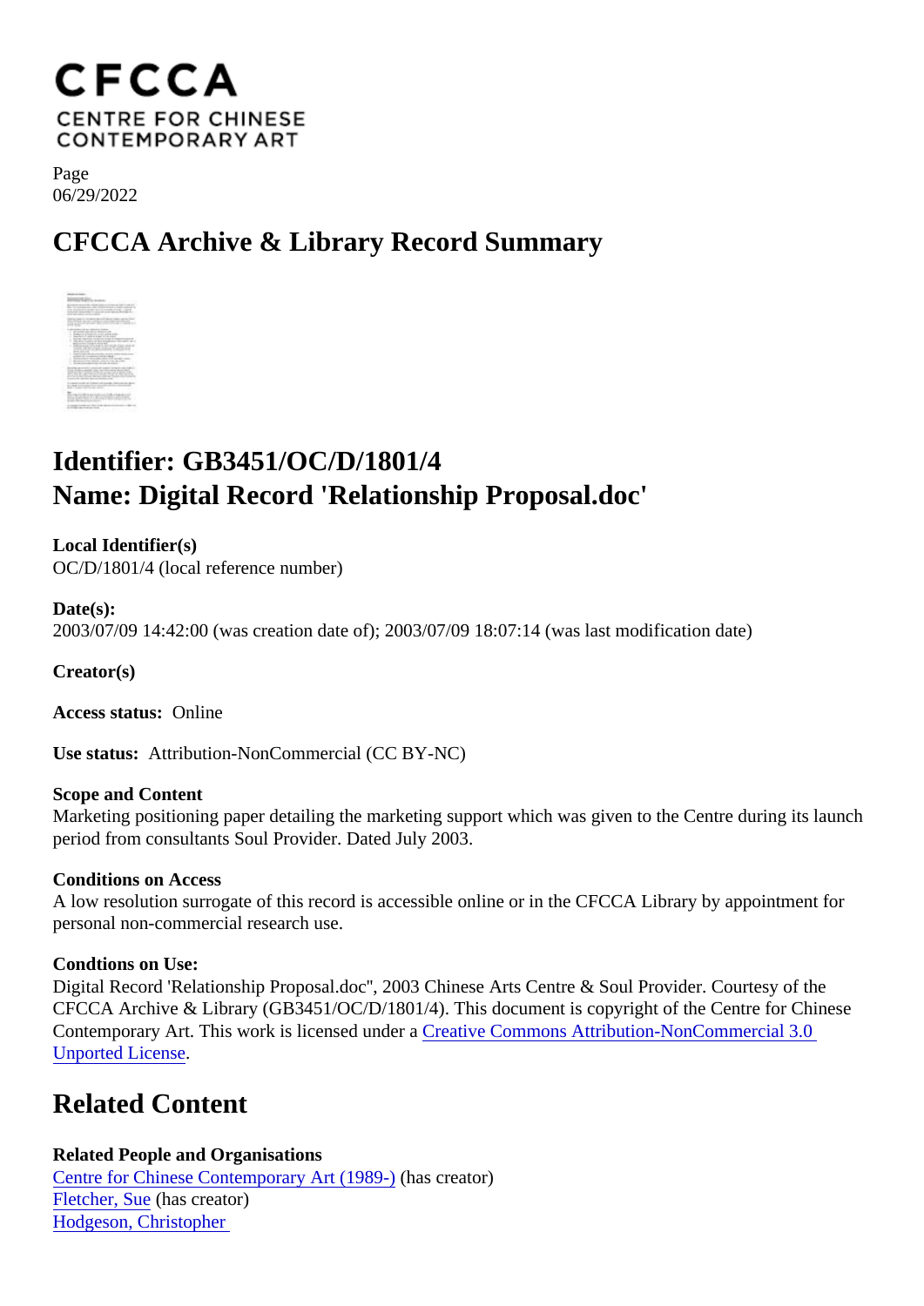CFCCA
CENTRE FOR CHINESE CONTEMPORARY ART

Page
06/29/2022

# CFCCA Archive & Library Record Summary

## Identifier: GB3451/OC/D/1801/4
## Name: Digital Record 'Relationship Proposal.doc'

**Local Identifier(s)**
OC/D/1801/4 (local reference number)

**Date(s):**
2003/07/09 14:42:00 (was creation date of); 2003/07/09 18:07:14 (was last modification date)

**Creator(s)**

**Access status:** Online

**Use status:** Attribution-NonCommercial (CC BY-NC)

**Scope and Content**
Marketing positioning paper detailing the marketing support which was given to the Centre during its launch period from consultants Soul Provider. Dated July 2003.

**Conditions on Access**
A low resolution surrogate of this record is accessible online or in the CFCCA Library by appointment for personal non-commercial research use.

**Condtions on Use:**
Digital Record 'Relationship Proposal.doc'', 2003 Chinese Arts Centre & Soul Provider. Courtesy of the CFCCA Archive & Library (GB3451/OC/D/1801/4). This document is copyright of the Centre for Chinese Contemporary Art. This work is licensed under a Creative Commons Attribution-NonCommercial 3.0 Unported License.

# Related Content

**Related People and Organisations**
Centre for Chinese Contemporary Art (1989-) (has creator)
Fletcher, Sue (has creator)
Hodgeson, Christopher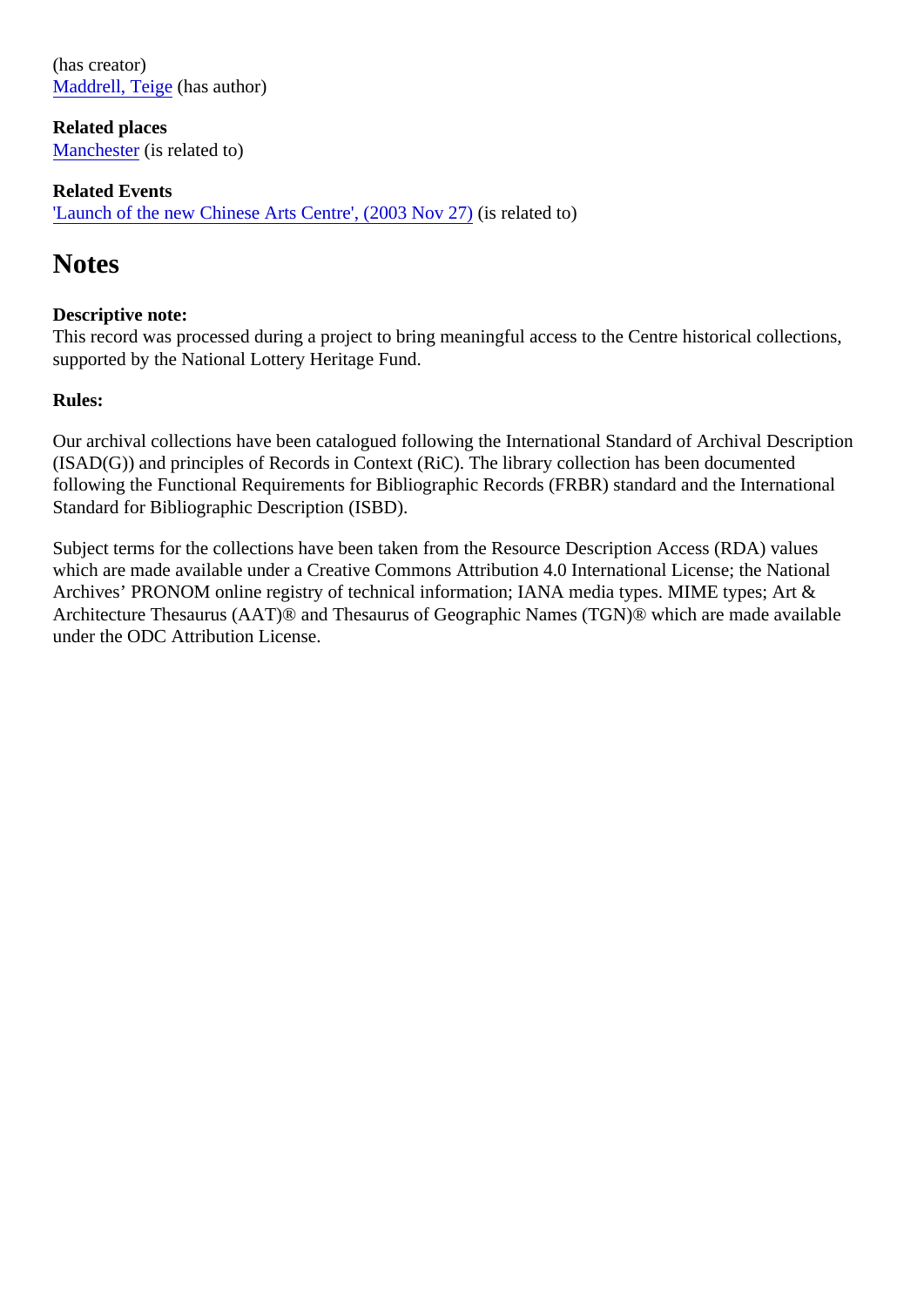(has creator)
Maddrell, Teige (has author)

**Related places**
Manchester (is related to)

**Related Events**
'Launch of the new Chinese Arts Centre', (2003 Nov 27) (is related to)

## Notes

**Descriptive note:**
This record was processed during a project to bring meaningful access to the Centre historical collections, supported by the National Lottery Heritage Fund.

**Rules:**

Our archival collections have been catalogued following the International Standard of Archival Description (ISAD(G)) and principles of Records in Context (RiC). The library collection has been documented following the Functional Requirements for Bibliographic Records (FRBR) standard and the International Standard for Bibliographic Description (ISBD).

Subject terms for the collections have been taken from the Resource Description Access (RDA) values which are made available under a Creative Commons Attribution 4.0 International License; the National Archives' PRONOM online registry of technical information; IANA media types. MIME types; Art & Architecture Thesaurus (AAT)® and Thesaurus of Geographic Names (TGN)® which are made available under the ODC Attribution License.